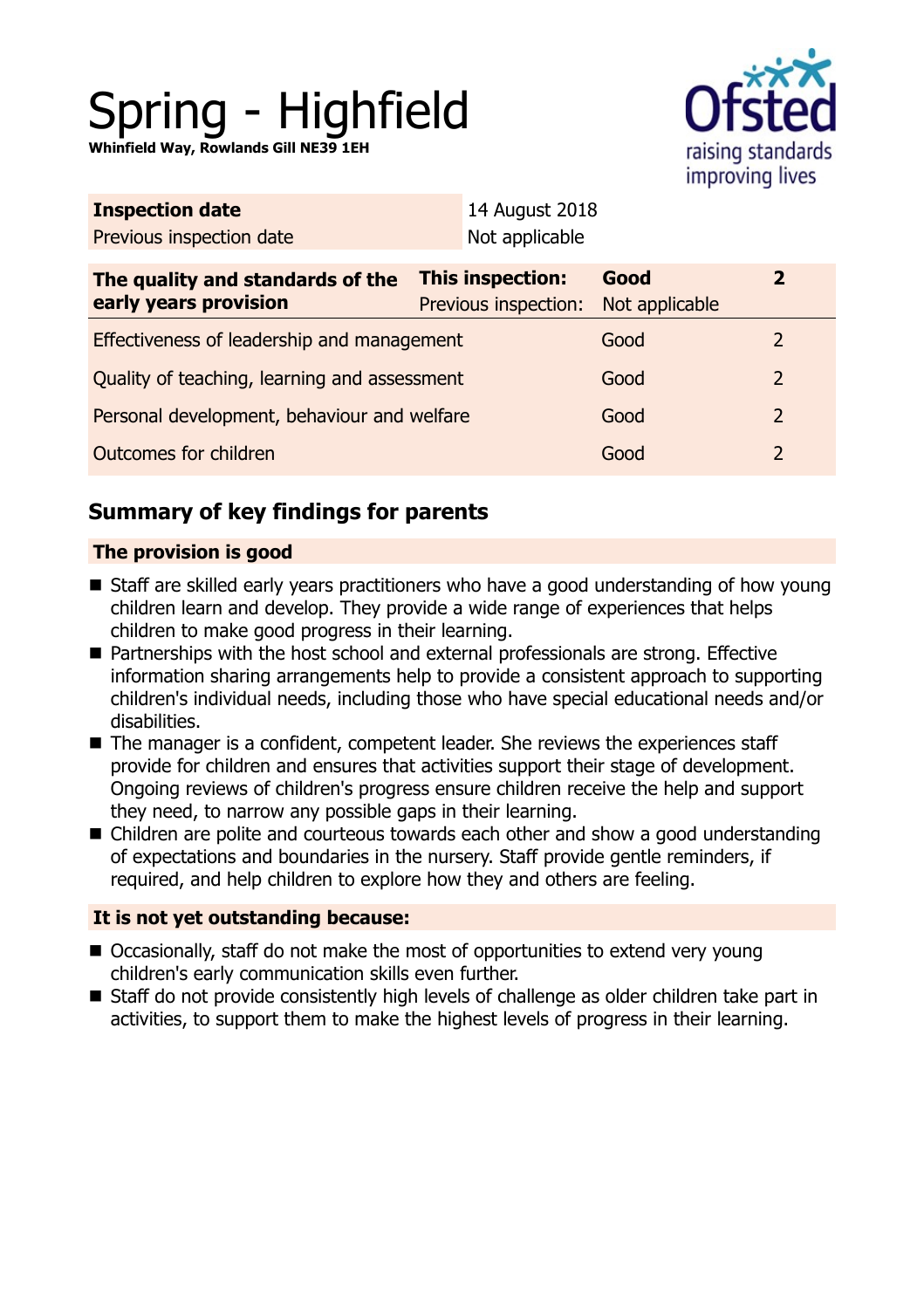# Spring - Highfield

**Whinfield Way, Rowlands Gill NE39 1EH**

| **Inspection date** | 14 August 2018 |
|---|---|
| Previous inspection date | Not applicable |

| **The quality and standards of the early years provision** | **This inspection:** | **Good** | **2** |
|---|---|---|---|
| | Previous inspection: | Not applicable | |
| Effectiveness of leadership and management | | Good | 2 |
| Quality of teaching, learning and assessment | | Good | 2 |
| Personal development, behaviour and welfare | | Good | 2 |
| Outcomes for children | | Good | 2 |

## Summary of key findings for parents

### The provision is good

- Staff are skilled early years practitioners who have a good understanding of how young children learn and develop. They provide a wide range of experiences that helps children to make good progress in their learning.
- Partnerships with the host school and external professionals are strong. Effective information sharing arrangements help to provide a consistent approach to supporting children's individual needs, including those who have special educational needs and/or disabilities.
- The manager is a confident, competent leader. She reviews the experiences staff provide for children and ensures that activities support their stage of development. Ongoing reviews of children's progress ensure children receive the help and support they need, to narrow any possible gaps in their learning.
- Children are polite and courteous towards each other and show a good understanding of expectations and boundaries in the nursery. Staff provide gentle reminders, if required, and help children to explore how they and others are feeling.

### It is not yet outstanding because:

- Occasionally, staff do not make the most of opportunities to extend very young children's early communication skills even further.
- Staff do not provide consistently high levels of challenge as older children take part in activities, to support them to make the highest levels of progress in their learning.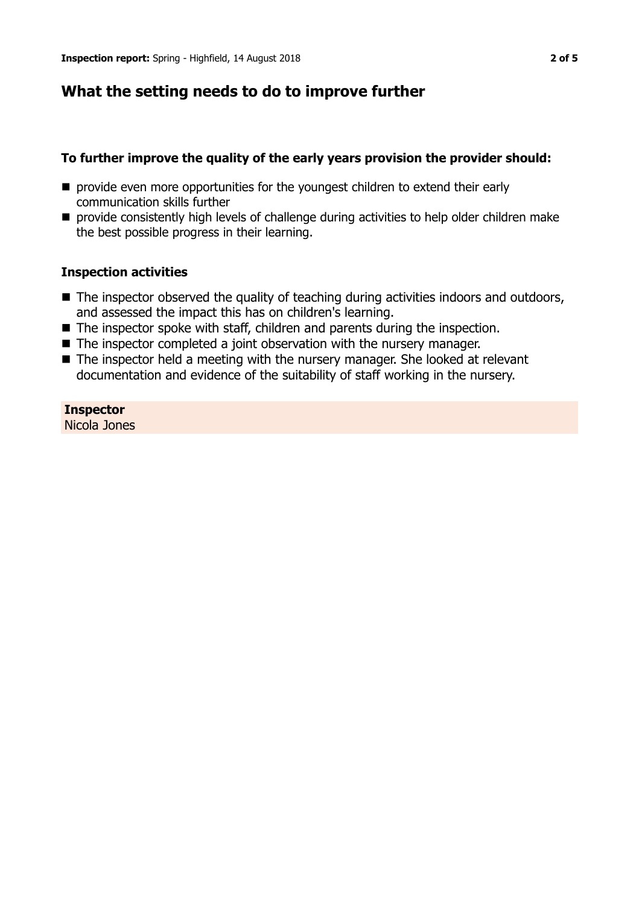## What the setting needs to do to improve further

### To further improve the quality of the early years provision the provider should:

- provide even more opportunities for the youngest children to extend their early communication skills further
- provide consistently high levels of challenge during activities to help older children make the best possible progress in their learning.

### Inspection activities

- The inspector observed the quality of teaching during activities indoors and outdoors, and assessed the impact this has on children's learning.
- The inspector spoke with staff, children and parents during the inspection.
- The inspector completed a joint observation with the nursery manager.
- The inspector held a meeting with the nursery manager. She looked at relevant documentation and evidence of the suitability of staff working in the nursery.

**Inspector**
Nicola Jones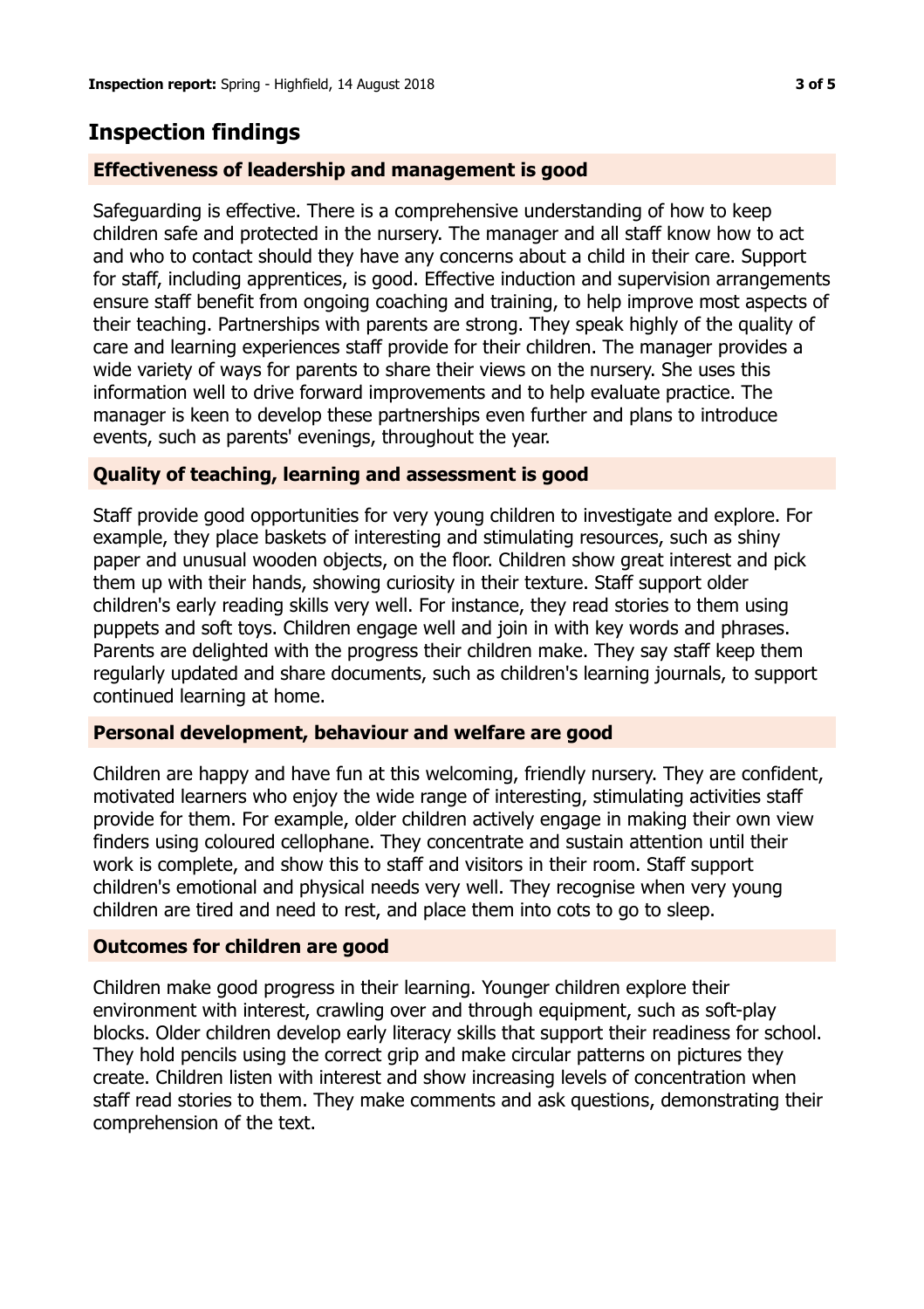## Inspection findings

### Effectiveness of leadership and management is good

Safeguarding is effective. There is a comprehensive understanding of how to keep children safe and protected in the nursery. The manager and all staff know how to act and who to contact should they have any concerns about a child in their care. Support for staff, including apprentices, is good. Effective induction and supervision arrangements ensure staff benefit from ongoing coaching and training, to help improve most aspects of their teaching. Partnerships with parents are strong. They speak highly of the quality of care and learning experiences staff provide for their children. The manager provides a wide variety of ways for parents to share their views on the nursery. She uses this information well to drive forward improvements and to help evaluate practice. The manager is keen to develop these partnerships even further and plans to introduce events, such as parents' evenings, throughout the year.

### Quality of teaching, learning and assessment is good

Staff provide good opportunities for very young children to investigate and explore. For example, they place baskets of interesting and stimulating resources, such as shiny paper and unusual wooden objects, on the floor. Children show great interest and pick them up with their hands, showing curiosity in their texture. Staff support older children's early reading skills very well. For instance, they read stories to them using puppets and soft toys. Children engage well and join in with key words and phrases. Parents are delighted with the progress their children make. They say staff keep them regularly updated and share documents, such as children's learning journals, to support continued learning at home.

### Personal development, behaviour and welfare are good

Children are happy and have fun at this welcoming, friendly nursery. They are confident, motivated learners who enjoy the wide range of interesting, stimulating activities staff provide for them. For example, older children actively engage in making their own view finders using coloured cellophane. They concentrate and sustain attention until their work is complete, and show this to staff and visitors in their room. Staff support children's emotional and physical needs very well. They recognise when very young children are tired and need to rest, and place them into cots to go to sleep.

### Outcomes for children are good

Children make good progress in their learning. Younger children explore their environment with interest, crawling over and through equipment, such as soft-play blocks. Older children develop early literacy skills that support their readiness for school. They hold pencils using the correct grip and make circular patterns on pictures they create. Children listen with interest and show increasing levels of concentration when staff read stories to them. They make comments and ask questions, demonstrating their comprehension of the text.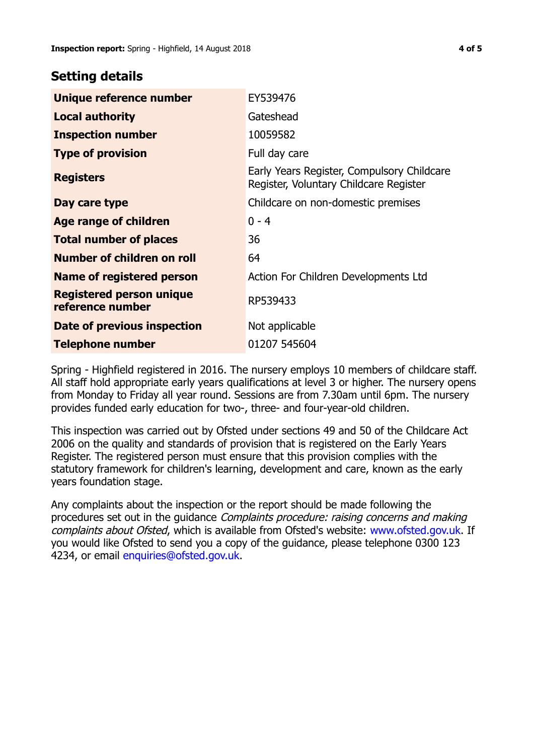## Setting details

| | |
|---|---|
| **Unique reference number** | EY539476 |
| **Local authority** | Gateshead |
| **Inspection number** | 10059582 |
| **Type of provision** | Full day care |
| **Registers** | Early Years Register, Compulsory Childcare Register, Voluntary Childcare Register |
| **Day care type** | Childcare on non-domestic premises |
| **Age range of children** | 0 - 4 |
| **Total number of places** | 36 |
| **Number of children on roll** | 64 |
| **Name of registered person** | Action For Children Developments Ltd |
| **Registered person unique reference number** | RP539433 |
| **Date of previous inspection** | Not applicable |
| **Telephone number** | 01207 545604 |

Spring - Highfield registered in 2016. The nursery employs 10 members of childcare staff. All staff hold appropriate early years qualifications at level 3 or higher. The nursery opens from Monday to Friday all year round. Sessions are from 7.30am until 6pm. The nursery provides funded early education for two-, three- and four-year-old children.

This inspection was carried out by Ofsted under sections 49 and 50 of the Childcare Act 2006 on the quality and standards of provision that is registered on the Early Years Register. The registered person must ensure that this provision complies with the statutory framework for children's learning, development and care, known as the early years foundation stage.

Any complaints about the inspection or the report should be made following the procedures set out in the guidance *Complaints procedure: raising concerns and making complaints about Ofsted*, which is available from Ofsted's website: www.ofsted.gov.uk. If you would like Ofsted to send you a copy of the guidance, please telephone 0300 123 4234, or email enquiries@ofsted.gov.uk.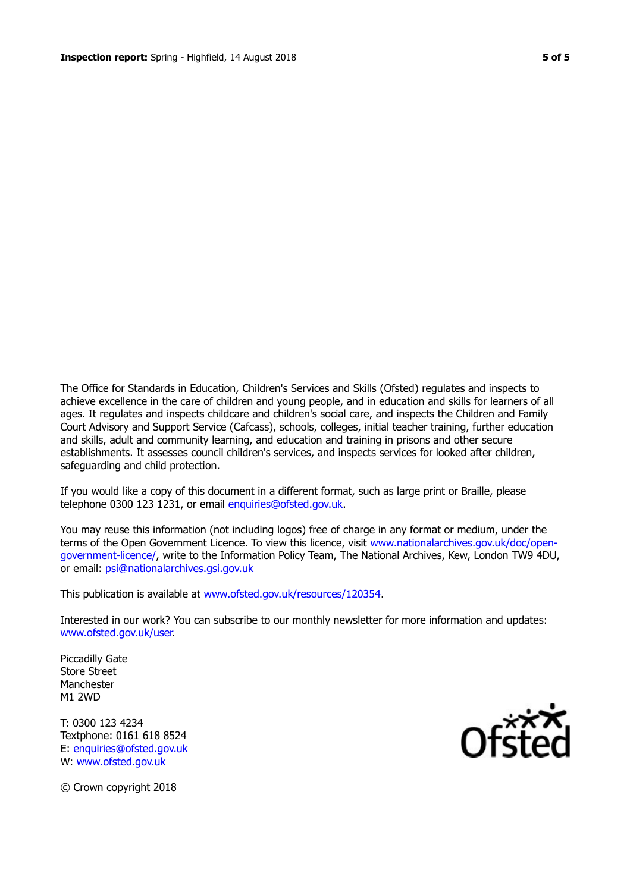The Office for Standards in Education, Children's Services and Skills (Ofsted) regulates and inspects to achieve excellence in the care of children and young people, and in education and skills for learners of all ages. It regulates and inspects childcare and children's social care, and inspects the Children and Family Court Advisory and Support Service (Cafcass), schools, colleges, initial teacher training, further education and skills, adult and community learning, and education and training in prisons and other secure establishments. It assesses council children's services, and inspects services for looked after children, safeguarding and child protection.

If you would like a copy of this document in a different format, such as large print or Braille, please telephone 0300 123 1231, or email enquiries@ofsted.gov.uk.

You may reuse this information (not including logos) free of charge in any format or medium, under the terms of the Open Government Licence. To view this licence, visit www.nationalarchives.gov.uk/doc/open-government-licence/, write to the Information Policy Team, The National Archives, Kew, London TW9 4DU, or email: psi@nationalarchives.gsi.gov.uk

This publication is available at www.ofsted.gov.uk/resources/120354.

Interested in our work? You can subscribe to our monthly newsletter for more information and updates: www.ofsted.gov.uk/user.

Piccadilly Gate  
Store Street  
Manchester  
M1 2WD

T: 0300 123 4234  
Textphone: 0161 618 8524  
E: enquiries@ofsted.gov.uk  
W: www.ofsted.gov.uk

© Crown copyright 2018